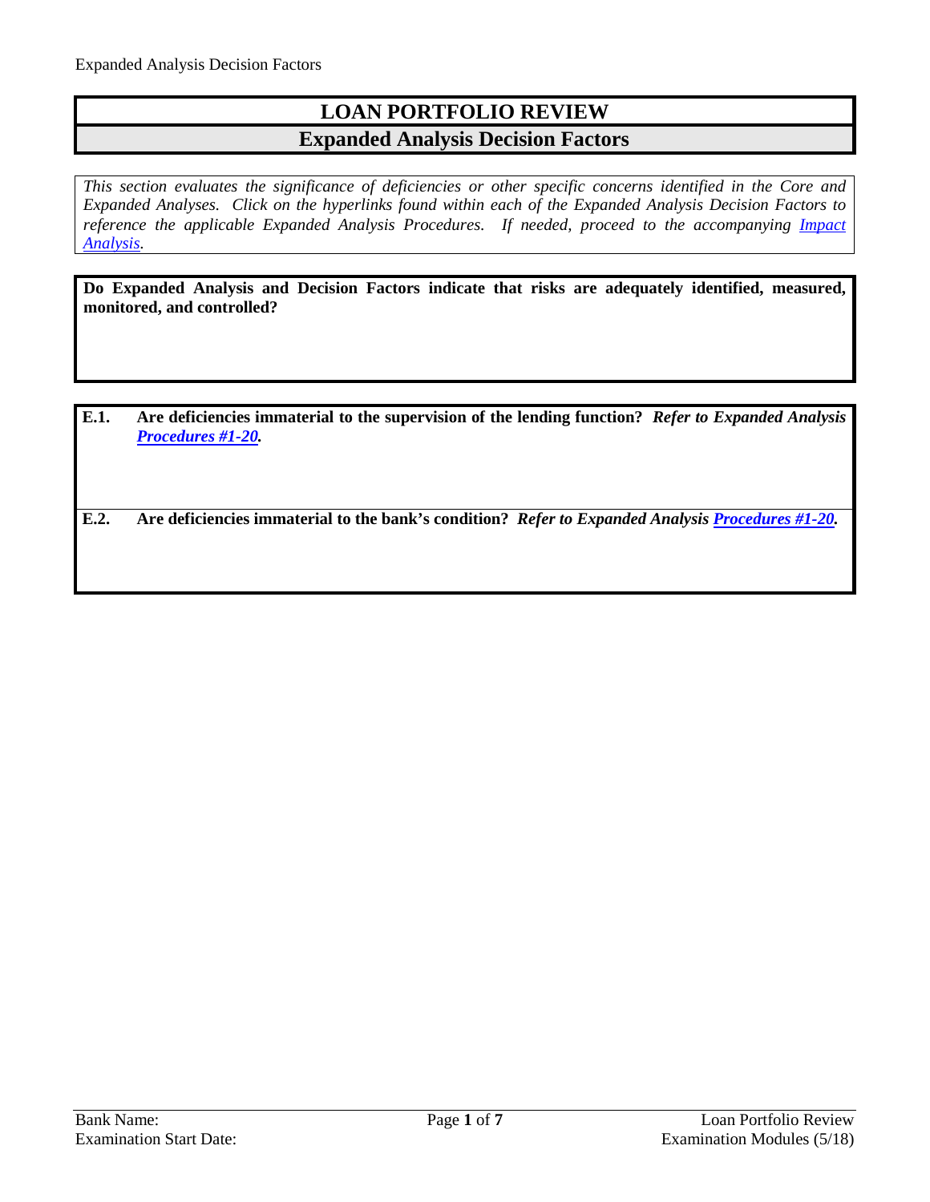# LOAN PORTFOLIO REVIEW

## Expanded Analysis Decision Factors

*This section evaluates the significance of deficiencies or other specific concerns identified in the Core and Expanded Analyses. Click on the hyperlinks found within each of the Expanded Analysis Decision Factors to reference the applicable Expanded Analysis Procedures. If needed, proceed to the accompanying Impact Analysis.*

**Do Expanded Analysis and Decision Factors indicate that risks are adequately identified, measured, monitored, and controlled?**

**E.1. Are deficiencies immaterial to the supervision of the lending function?** ***Refer to Expanded Analysis Procedures #1-20.***

**E.2. Are deficiencies immaterial to the bank's condition?** ***Refer to Expanded Analysis Procedures #1-20.***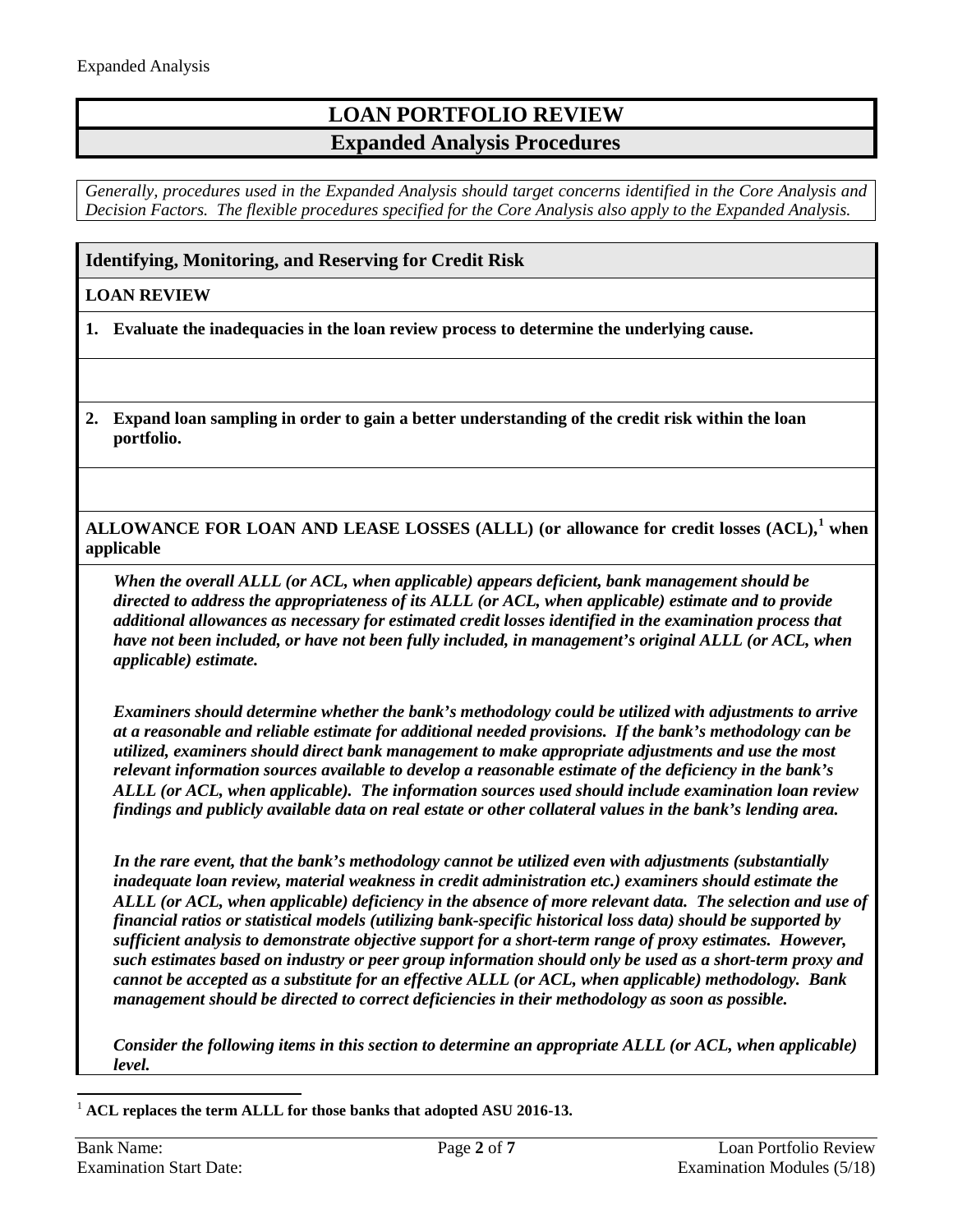# LOAN PORTFOLIO REVIEW

## Expanded Analysis Procedures

*Generally, procedures used in the Expanded Analysis should target concerns identified in the Core Analysis and Decision Factors. The flexible procedures specified for the Core Analysis also apply to the Expanded Analysis.*

### Identifying, Monitoring, and Reserving for Credit Risk

**LOAN REVIEW**

1. **Evaluate the inadequacies in the loan review process to determine the underlying cause.**

2. **Expand loan sampling in order to gain a better understanding of the credit risk within the loan portfolio.**

**ALLOWANCE FOR LOAN AND LEASE LOSSES (ALLL) (or allowance for credit losses (ACL),[1] when applicable**

***When the overall ALLL (or ACL, when applicable) appears deficient, bank management should be directed to address the appropriateness of its ALLL (or ACL, when applicable) estimate and to provide additional allowances as necessary for estimated credit losses identified in the examination process that have not been included, or have not been fully included, in management's original ALLL (or ACL, when applicable) estimate.***

***Examiners should determine whether the bank's methodology could be utilized with adjustments to arrive at a reasonable and reliable estimate for additional needed provisions. If the bank's methodology can be utilized, examiners should direct bank management to make appropriate adjustments and use the most relevant information sources available to develop a reasonable estimate of the deficiency in the bank's ALLL (or ACL, when applicable). The information sources used should include examination loan review findings and publicly available data on real estate or other collateral values in the bank's lending area.***

***In the rare event, that the bank's methodology cannot be utilized even with adjustments (substantially inadequate loan review, material weakness in credit administration etc.) examiners should estimate the ALLL (or ACL, when applicable) deficiency in the absence of more relevant data. The selection and use of financial ratios or statistical models (utilizing bank-specific historical loss data) should be supported by sufficient analysis to demonstrate objective support for a short-term range of proxy estimates. However, such estimates based on industry or peer group information should only be used as a short-term proxy and cannot be accepted as a substitute for an effective ALLL (or ACL, when applicable) methodology. Bank management should be directed to correct deficiencies in their methodology as soon as possible.***

***Consider the following items in this section to determine an appropriate ALLL (or ACL, when applicable) level.***

---

[1] **ACL replaces the term ALLL for those banks that adopted ASU 2016-13.**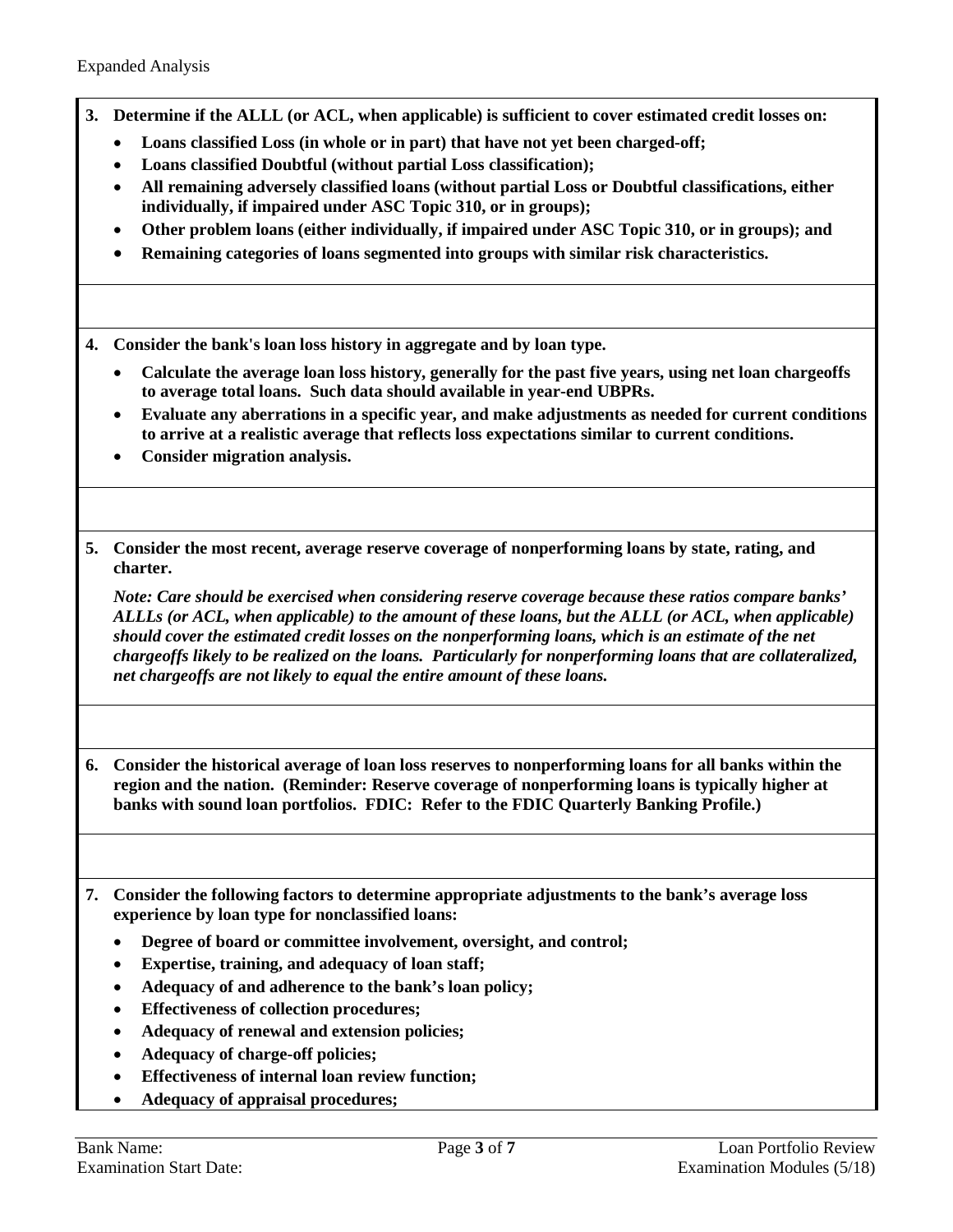**3. Determine if the ALLL (or ACL, when applicable) is sufficient to cover estimated credit losses on:**

- **Loans classified Loss (in whole or in part) that have not yet been charged-off;**
- **Loans classified Doubtful (without partial Loss classification);**
- **All remaining adversely classified loans (without partial Loss or Doubtful classifications, either individually, if impaired under ASC Topic 310, or in groups);**
- **Other problem loans (either individually, if impaired under ASC Topic 310, or in groups); and**
- **Remaining categories of loans segmented into groups with similar risk characteristics.**

**4. Consider the bank's loan loss history in aggregate and by loan type.**

- **Calculate the average loan loss history, generally for the past five years, using net loan chargeoffs to average total loans. Such data should available in year-end UBPRs.**
- **Evaluate any aberrations in a specific year, and make adjustments as needed for current conditions to arrive at a realistic average that reflects loss expectations similar to current conditions.**
- **Consider migration analysis.**

**5. Consider the most recent, average reserve coverage of nonperforming loans by state, rating, and charter.**

***Note: Care should be exercised when considering reserve coverage because these ratios compare banks' ALLLs (or ACL, when applicable) to the amount of these loans, but the ALLL (or ACL, when applicable) should cover the estimated credit losses on the nonperforming loans, which is an estimate of the net chargeoffs likely to be realized on the loans. Particularly for nonperforming loans that are collateralized, net chargeoffs are not likely to equal the entire amount of these loans.***

**6. Consider the historical average of loan loss reserves to nonperforming loans for all banks within the region and the nation. (Reminder: Reserve coverage of nonperforming loans is typically higher at banks with sound loan portfolios. FDIC: Refer to the FDIC Quarterly Banking Profile.)**

**7. Consider the following factors to determine appropriate adjustments to the bank's average loss experience by loan type for nonclassified loans:**

- **Degree of board or committee involvement, oversight, and control;**
- **Expertise, training, and adequacy of loan staff;**
- **Adequacy of and adherence to the bank's loan policy;**
- **Effectiveness of collection procedures;**
- **Adequacy of renewal and extension policies;**
- **Adequacy of charge-off policies;**
- **Effectiveness of internal loan review function;**
- **Adequacy of appraisal procedures;**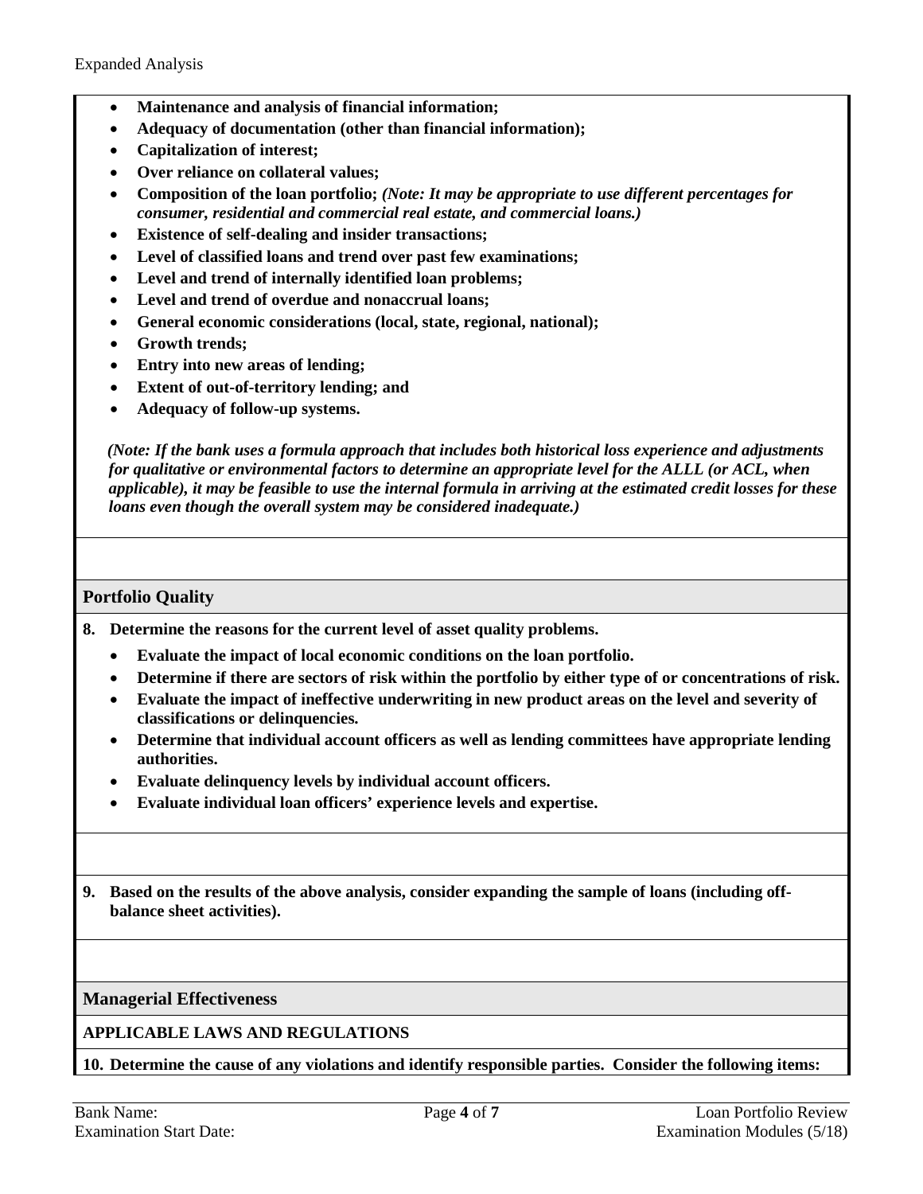- **Maintenance and analysis of financial information;**
- **Adequacy of documentation (other than financial information);**
- **Capitalization of interest;**
- **Over reliance on collateral values;**
- **Composition of the loan portfolio;** ***(Note: It may be appropriate to use different percentages for consumer, residential and commercial real estate, and commercial loans.)***
- **Existence of self-dealing and insider transactions;**
- **Level of classified loans and trend over past few examinations;**
- **Level and trend of internally identified loan problems;**
- **Level and trend of overdue and nonaccrual loans;**
- **General economic considerations (local, state, regional, national);**
- **Growth trends;**
- **Entry into new areas of lending;**
- **Extent of out-of-territory lending; and**
- **Adequacy of follow-up systems.**

***(Note: If the bank uses a formula approach that includes both historical loss experience and adjustments for qualitative or environmental factors to determine an appropriate level for the ALLL (or ACL, when applicable), it may be feasible to use the internal formula in arriving at the estimated credit losses for these loans even though the overall system may be considered inadequate.)***

## Portfolio Quality

**8. Determine the reasons for the current level of asset quality problems.**

- **Evaluate the impact of local economic conditions on the loan portfolio.**
- **Determine if there are sectors of risk within the portfolio by either type of or concentrations of risk.**
- **Evaluate the impact of ineffective underwriting in new product areas on the level and severity of classifications or delinquencies.**
- **Determine that individual account officers as well as lending committees have appropriate lending authorities.**
- **Evaluate delinquency levels by individual account officers.**
- **Evaluate individual loan officers' experience levels and expertise.**

**9. Based on the results of the above analysis, consider expanding the sample of loans (including off-balance sheet activities).**

## Managerial Effectiveness

### APPLICABLE LAWS AND REGULATIONS

**10. Determine the cause of any violations and identify responsible parties. Consider the following items:**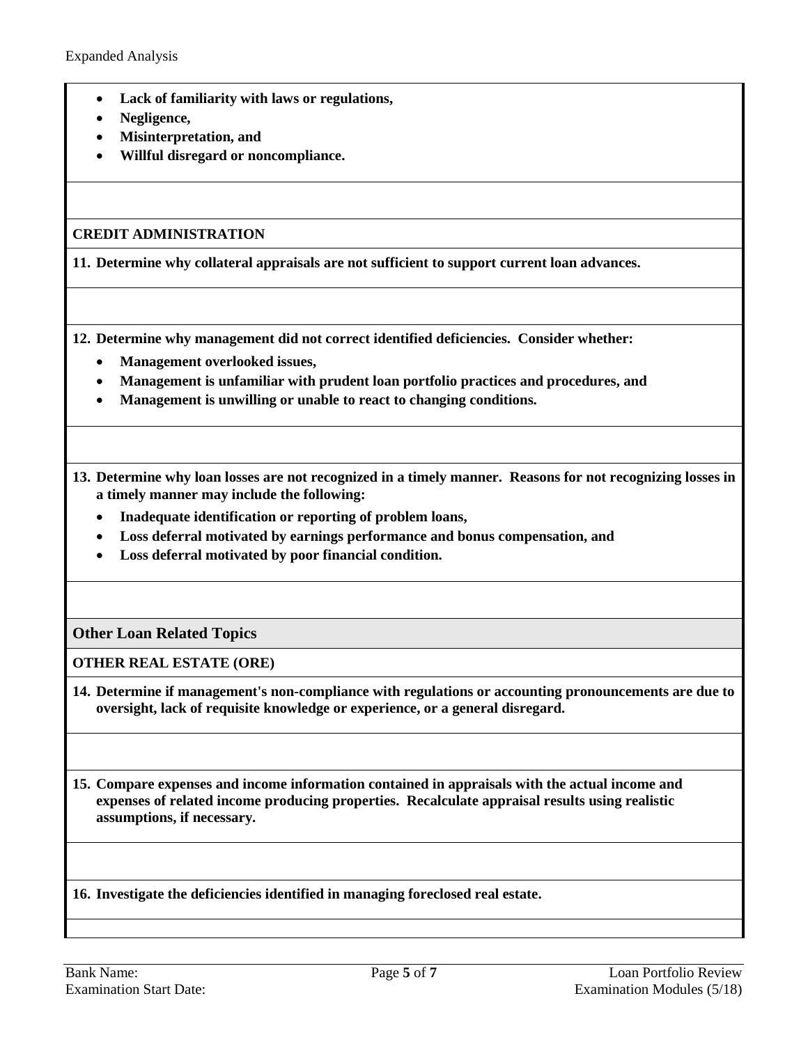- **Lack of familiarity with laws or regulations,**
- **Negligence,**
- **Misinterpretation, and**
- **Willful disregard or noncompliance.**

**CREDIT ADMINISTRATION**

**11. Determine why collateral appraisals are not sufficient to support current loan advances.**

**12. Determine why management did not correct identified deficiencies. Consider whether:**

- **Management overlooked issues,**
- **Management is unfamiliar with prudent loan portfolio practices and procedures, and**
- **Management is unwilling or unable to react to changing conditions.**

**13. Determine why loan losses are not recognized in a timely manner. Reasons for not recognizing losses in a timely manner may include the following:**

- **Inadequate identification or reporting of problem loans,**
- **Loss deferral motivated by earnings performance and bonus compensation, and**
- **Loss deferral motivated by poor financial condition.**

## Other Loan Related Topics

**OTHER REAL ESTATE (ORE)**

**14. Determine if management's non-compliance with regulations or accounting pronouncements are due to oversight, lack of requisite knowledge or experience, or a general disregard.**

**15. Compare expenses and income information contained in appraisals with the actual income and expenses of related income producing properties. Recalculate appraisal results using realistic assumptions, if necessary.**

**16. Investigate the deficiencies identified in managing foreclosed real estate.**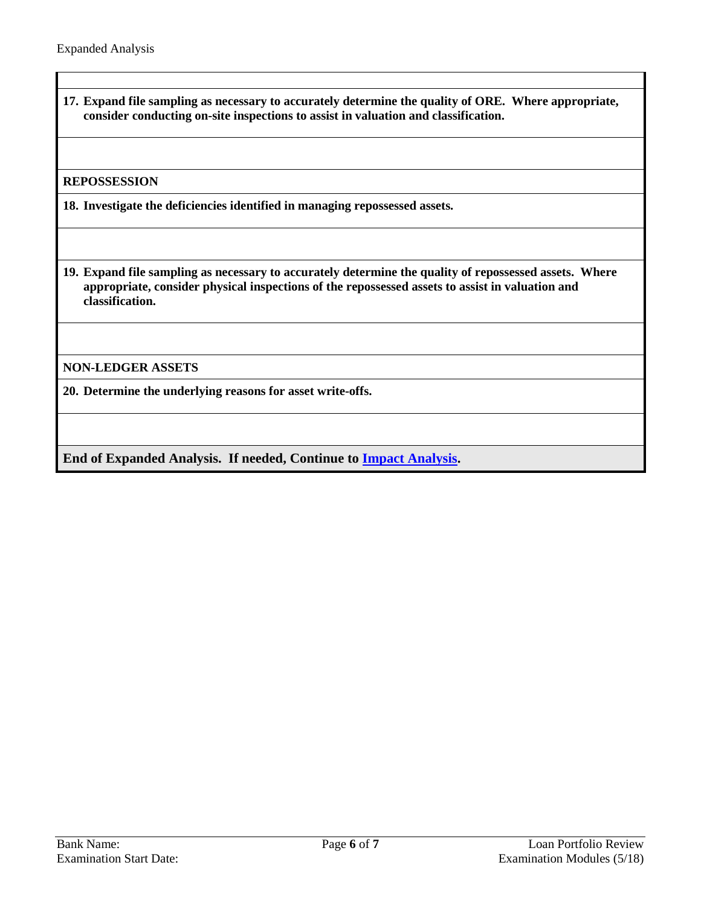**17. Expand file sampling as necessary to accurately determine the quality of ORE. Where appropriate, consider conducting on-site inspections to assist in valuation and classification.**

**REPOSSESSION**

**18. Investigate the deficiencies identified in managing repossessed assets.**

**19. Expand file sampling as necessary to accurately determine the quality of repossessed assets. Where appropriate, consider physical inspections of the repossessed assets to assist in valuation and classification.**

**NON-LEDGER ASSETS**

**20. Determine the underlying reasons for asset write-offs.**

**End of Expanded Analysis. If needed, Continue to Impact Analysis.**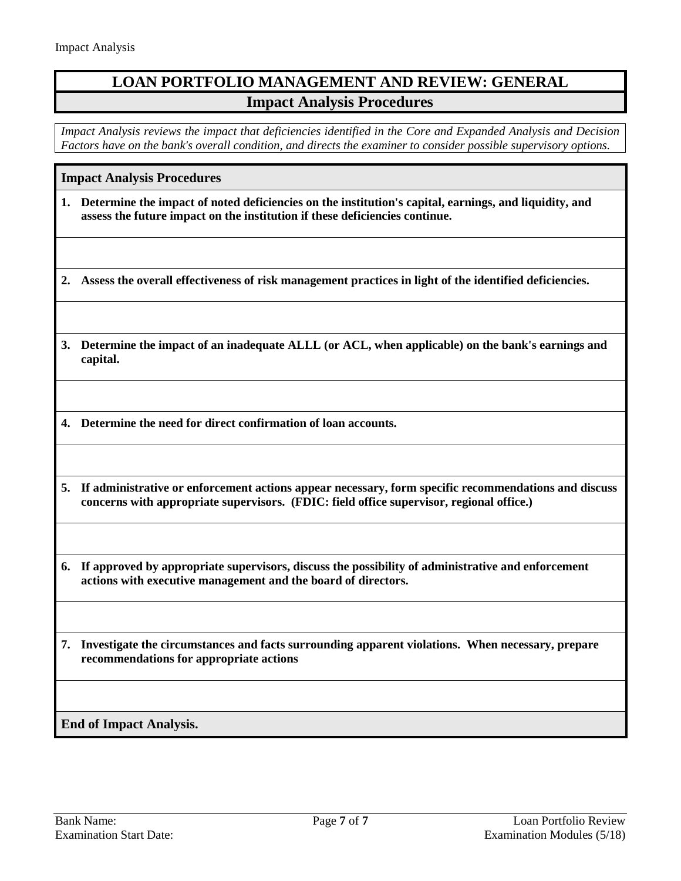# LOAN PORTFOLIO MANAGEMENT AND REVIEW: GENERAL

## Impact Analysis Procedures

*Impact Analysis reviews the impact that deficiencies identified in the Core and Expanded Analysis and Decision Factors have on the bank's overall condition, and directs the examiner to consider possible supervisory options.*

| **Impact Analysis Procedures** |
| --- |
| **1. Determine the impact of noted deficiencies on the institution's capital, earnings, and liquidity, and assess the future impact on the institution if these deficiencies continue.** |
| |
| **2. Assess the overall effectiveness of risk management practices in light of the identified deficiencies.** |
| |
| **3. Determine the impact of an inadequate ALLL (or ACL, when applicable) on the bank's earnings and capital.** |
| |
| **4. Determine the need for direct confirmation of loan accounts.** |
| |
| **5. If administrative or enforcement actions appear necessary, form specific recommendations and discuss concerns with appropriate supervisors. (FDIC: field office supervisor, regional office.)** |
| |
| **6. If approved by appropriate supervisors, discuss the possibility of administrative and enforcement actions with executive management and the board of directors.** |
| |
| **7. Investigate the circumstances and facts surrounding apparent violations. When necessary, prepare recommendations for appropriate actions** |
| |
| **End of Impact Analysis.** |

Bank Name:
Examination Start Date: